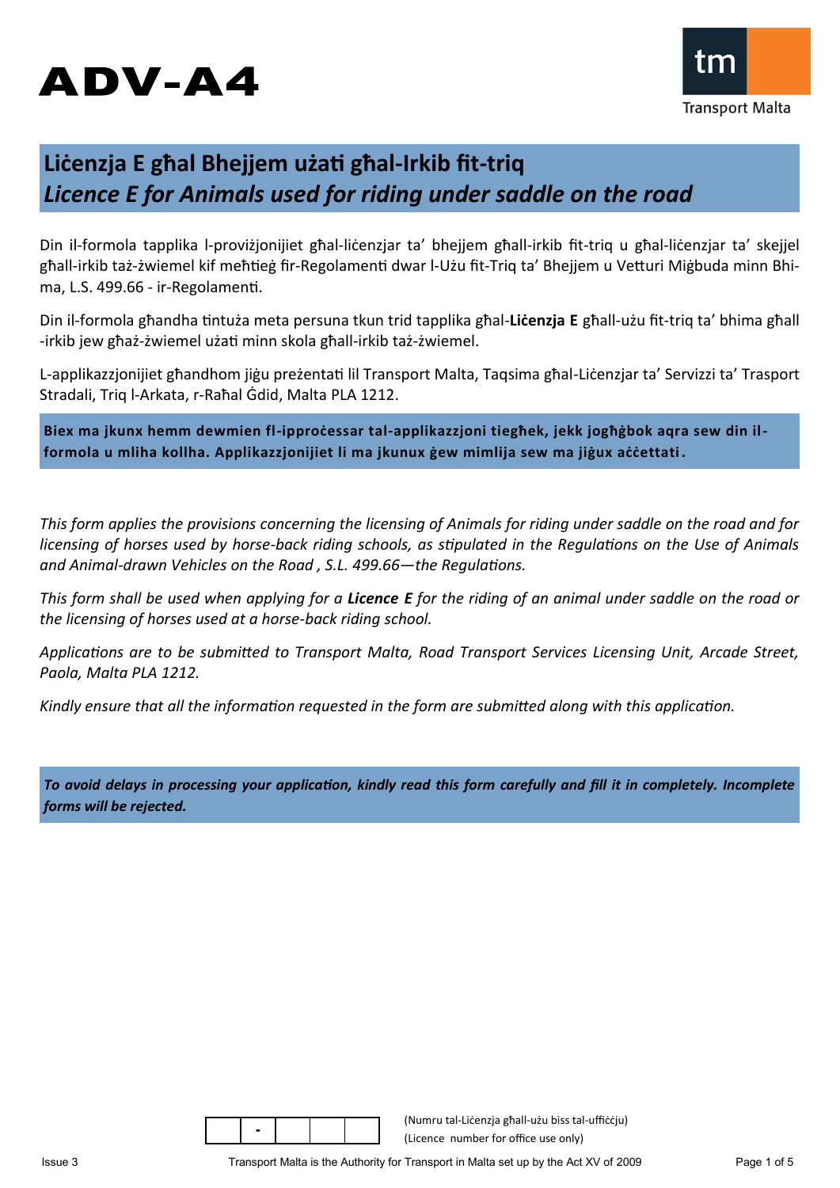# ADV-A4

Transport Malta

## Liċenzja E għal Bhejjem użati għal-Irkib fit-triq
## *Licence E for Animals used for riding under saddle on the road*

Din il-formola tapplika l-proviżjonijiet għal-liċenzjar ta' bhejjem għall-irkib fit-triq u għal-liċenzjar ta' skejjel għall-irkib taż-żwiemel kif meħtieġ fir-Regolamenti dwar l-Użu fit-Triq ta' Bhejjem u Vetturi Miġbuda minn Bhima, L.S. 499.66 - ir-Regolamenti.

Din il-formola għandha tintuża meta persuna tkun trid tapplika għal-**Liċenzja E** għall-użu fit-triq ta' bhima għall-irkib jew għaż-żwiemel użati minn skola għall-irkib taż-żwiemel.

L-applikazzjonijiet għandhom jiġu preżentati lil Transport Malta, Taqsima għal-Liċenzjar ta' Servizzi ta' Trasport Stradali, Triq l-Arkata, r-Raħal Ġdid, Malta PLA 1212.

**Biex ma jkunx hemm dewmien fl-ipproċessar tal-applikazzjoni tiegħek, jekk jogħġbok aqra sew din il-formola u mliha kollha. Applikazzjonijiet li ma jkunux ġew mimlija sew ma jiġux aċċettati.**

*This form applies the provisions concerning the licensing of Animals for riding under saddle on the road and for licensing of horses used by horse-back riding schools, as stipulated in the Regulations on the Use of Animals and Animal-drawn Vehicles on the Road , S.L. 499.66—the Regulations.*

*This form shall be used when applying for a **Licence E** for the riding of an animal under saddle on the road or the licensing of horses used at a horse-back riding school.*

*Applications are to be submitted to Transport Malta, Road Transport Services Licensing Unit, Arcade Street, Paola, Malta PLA 1212.*

*Kindly ensure that all the information requested in the form are submitted along with this application.*

***To avoid delays in processing your application, kindly read this form carefully and fill it in completely. Incomplete forms will be rejected.***

| | - | | | |
|---|---|---|---|---|

(Numru tal-Liċenzja għall-użu biss tal-uffiċċju)
(Licence number for office use only)

Issue 3

Transport Malta is the Authority for Transport in Malta set up by the Act XV of 2009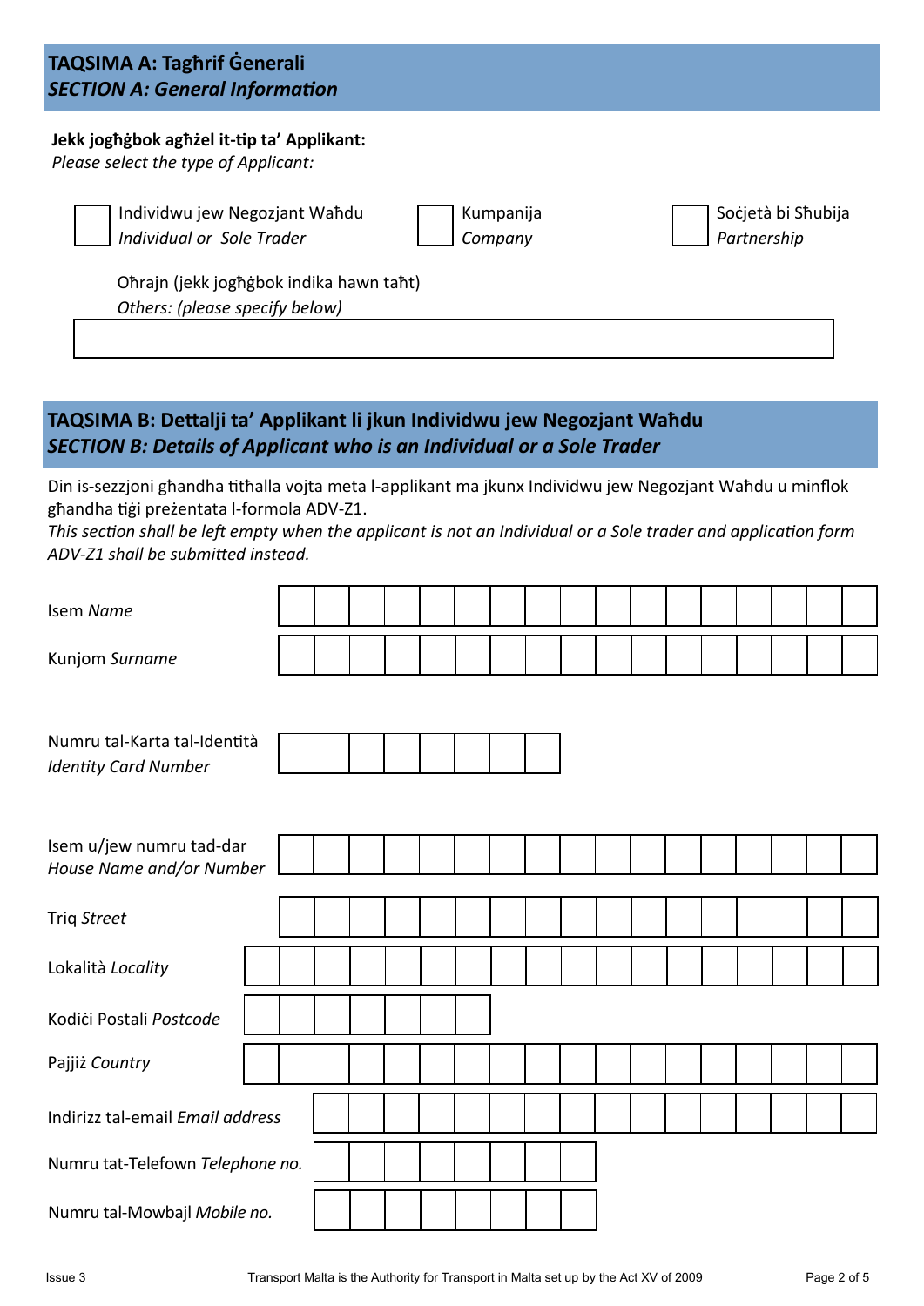## TAQSIMA A: Tagħrif Ġenerali
## *SECTION A: General Information*

**Jekk jogħġbok agħżel it-tip ta' Applikant:**
*Please select the type of Applicant:*

- ☐ Individwu jew Negozjant Waħdu *Individual or Sole Trader*
- ☐ Kumpanija *Company*
- ☐ Soċjetà bi Sħubija *Partnership*

Oħrajn (jekk jogħġbok indika hawn taħt)
*Others: (please specify below)*

______________________________________________

## TAQSIMA B: Dettalji ta' Applikant li jkun Individwu jew Negozjant Waħdu
## *SECTION B: Details of Applicant who is an Individual or a Sole Trader*

Din is-sezzjoni għandha titħalla vojta meta l-applikant ma jkunx Individwu jew Negozjant Waħdu u minflok għandha tiġi preżentata l-formola ADV-Z1.
*This section shall be left empty when the applicant is not an Individual or a Sole trader and application form ADV-Z1 shall be submitted instead.*

Isem *Name* ______________________

Kunjom *Surname* ______________________

Numru tal-Karta tal-Identità *Identity Card Number* ______________________

Isem u/jew numru tad-dar *House Name and/or Number* ______________________

Triq *Street* ______________________

Lokalità *Locality* ______________________

Kodiċi Postali *Postcode* ______________________

Pajjiż *Country* ______________________

Indirizz tal-email *Email address* ______________________

Numru tat-Telefown *Telephone no.* ______________________

Numru tal-Mowbajl *Mobile no.* ______________________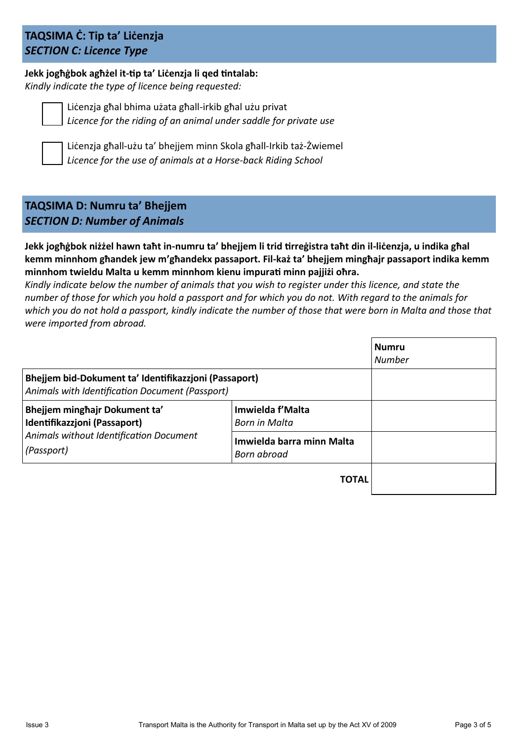## TAQSIMA Ċ: Tip ta' Liċenzja
## *SECTION C: Licence Type*

**Jekk jogħġbok agħżel it-tip ta' Liċenzja li qed tintalab:**
*Kindly indicate the type of licence being requested:*

☐ Liċenzja għal bhima użata għall-irkib għal użu privat
*Licence for the riding of an animal under saddle for private use*

☐ Liċenzja għall-użu ta' bhejjem minn Skola għall-Irkib taż-Żwiemel
*Licence for the use of animals at a Horse-back Riding School*

## TAQSIMA D: Numru ta' Bhejjem
## *SECTION D: Number of Animals*

**Jekk jogħġbok niżżel hawn taħt in-numru ta' bhejjem li trid tirreġistra taħt din il-liċenzja, u indika għal kemm minnhom għandek jew m'għandekx passaport. Fil-każ ta' bhejjem mingħajr passaport indika kemm minnhom twieldu Malta u kemm minnhom kienu impurati minn pajjiżi oħra.**
*Kindly indicate below the number of animals that you wish to register under this licence, and state the number of those for which you hold a passport and for which you do not. With regard to the animals for which you do not hold a passport, kindly indicate the number of those that were born in Malta and those that were imported from abroad.*

| | | **Numru** *Number* |
|---|---|---|
| **Bhejjem bid-Dokument ta' Identifikazzjoni (Passaport)** *Animals with Identification Document (Passport)* | | |
| **Bhejjem mingħajr Dokument ta' Identifikazzjoni (Passaport)** *Animals without Identification Document (Passport)* | **Imwielda f'Malta** *Born in Malta* | |
| | **Imwielda barra minn Malta** *Born abroad* | |
| | **TOTAL** | |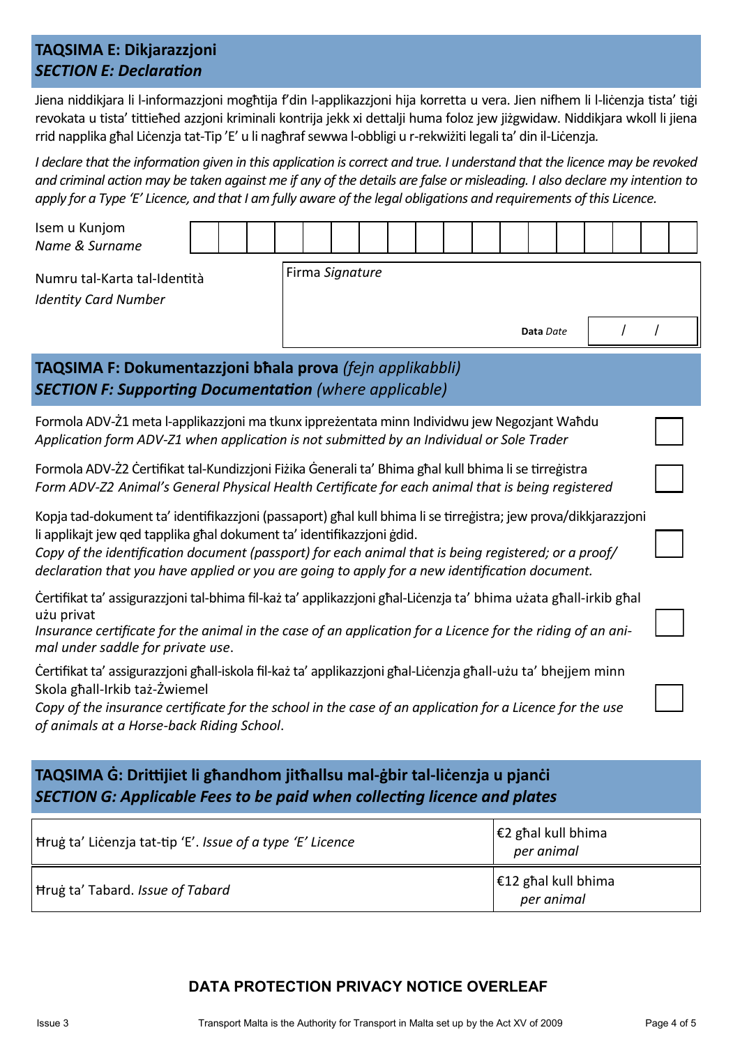## TAQSIMA E: Dikjarazzjoni
## *SECTION E: Declaration*

Jiena niddikjara li l-informazzjoni mogħtija f'din l-applikazzjoni hija korretta u vera. Jien nifhem li l-liċenzja tista' tiġi revokata u tista' tittieħed azzjoni kriminali kontrija jekk xi dettalji huma foloz jew jiżgwidaw. Niddikjara wkoll li jiena rrid napplika għal Liċenzja tat-Tip 'E' u li nagħraf sewwa l-obbligi u r-rekwiżiti legali ta' din il-Liċenzja.

*I declare that the information given in this application is correct and true. I understand that the licence may be revoked and criminal action may be taken against me if any of the details are false or misleading. I also declare my intention to apply for a Type 'E' Licence, and that I am fully aware of the legal obligations and requirements of this Licence.*

Isem u Kunjom *Name & Surname* | | | | | | | | | | | | | | | | | | |

Numru tal-Karta tal-Identità *Identity Card Number*

Firma *Signature*

**Data** *Date* / /

## TAQSIMA F: Dokumentazzjoni bħala prova *(fejn applikabbli)*
## *SECTION F: Supporting Documentation (where applicable)*

- [ ] Formola ADV-Ż1 meta l-applikazzjoni ma tkunx ippreżentata minn Individwu jew Negozjant Waħdu
*Application form ADV-Z1 when application is not submitted by an Individual or Sole Trader*

- [ ] Formola ADV-Ż2 Ċertifikat tal-Kundizzjoni Fiżika Ġenerali ta' Bhima għal kull bhima li se tirreġistra
*Form ADV-Z2 Animal's General Physical Health Certificate for each animal that is being registered*

- [ ] Kopja tad-dokument ta' identifikazzjoni (passaport) għal kull bhima li se tirreġistra; jew prova/dikkjarazzjoni li applikajt jew qed tapplika għal dokument ta' identifikazzjoni ġdid.
*Copy of the identification document (passport) for each animal that is being registered; or a proof/ declaration that you have applied or you are going to apply for a new identification document.*

- [ ] Ċertifikat ta' assigurazzjoni tal-bhima fil-każ ta' applikazzjoni għal-Liċenzja ta' bhima użata għall-irkib għal użu privat
*Insurance certificate for the animal in the case of an application for a Licence for the riding of an animal under saddle for private use.*

- [ ] Ċertifikat ta' assigurazzjoni għall-iskola fil-każ ta' applikazzjoni għal-Liċenzja għall-użu ta' bhejjem minn Skola għall-Irkib taż-Żwiemel
*Copy of the insurance certificate for the school in the case of an application for a Licence for the use of animals at a Horse-back Riding School.*

## TAQSIMA Ġ: Drittijiet li għandhom jitħallsu mal-ġbir tal-liċenzja u pjanċi
## *SECTION G: Applicable Fees to be paid when collecting licence and plates*

| | |
|---|---|
| Ħruġ ta' Liċenzja tat-tip 'E'. *Issue of a type 'E' Licence* | €2 għal kull bhima *per animal* |
| Ħruġ ta' Tabard. *Issue of Tabard* | €12 għal kull bhima *per animal* |

**DATA PROTECTION PRIVACY NOTICE OVERLEAF**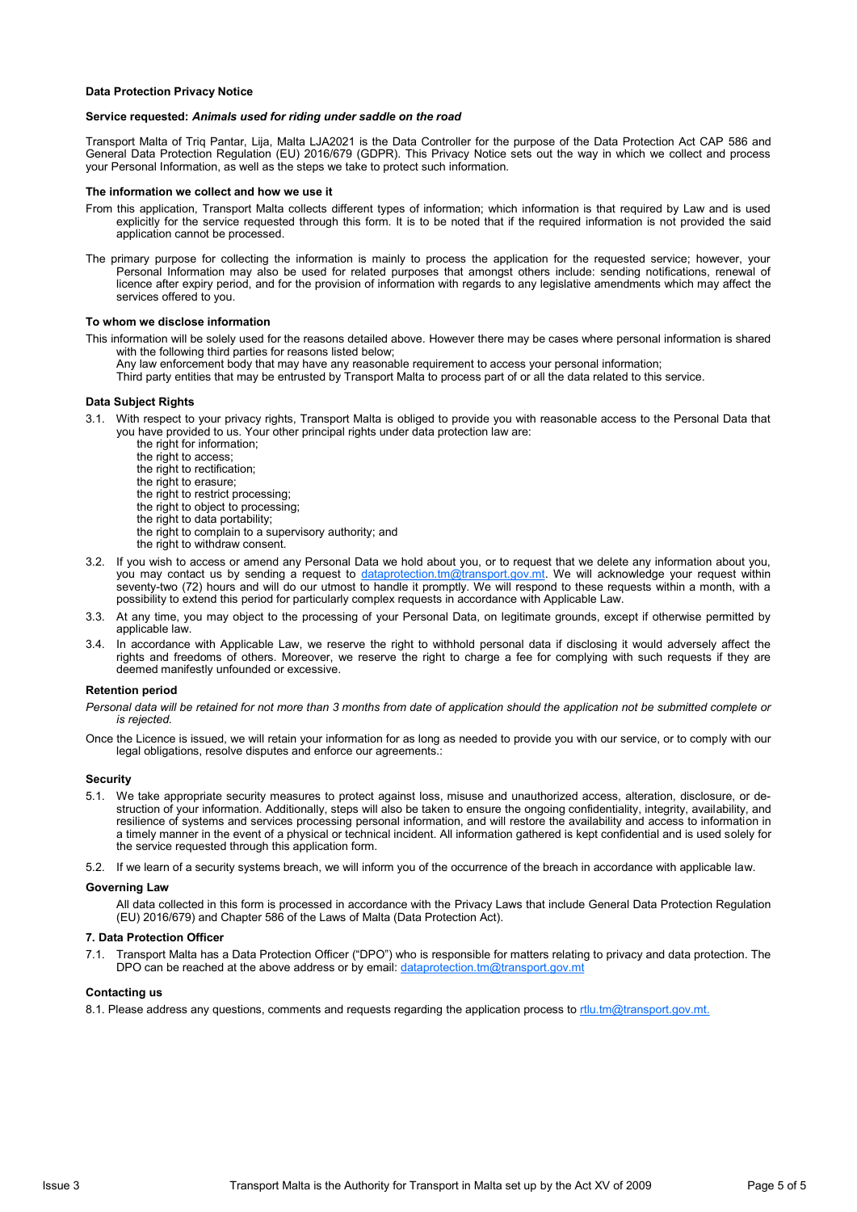**Data Protection Privacy Notice**

**Service requested:** ***Animals used for riding under saddle on the road***

Transport Malta of Triq Pantar, Lija, Malta LJA2021 is the Data Controller for the purpose of the Data Protection Act CAP 586 and General Data Protection Regulation (EU) 2016/679 (GDPR). This Privacy Notice sets out the way in which we collect and process your Personal Information, as well as the steps we take to protect such information.

**The information we collect and how we use it**

From this application, Transport Malta collects different types of information; which information is that required by Law and is used explicitly for the service requested through this form. It is to be noted that if the required information is not provided the said application cannot be processed.

The primary purpose for collecting the information is mainly to process the application for the requested service; however, your Personal Information may also be used for related purposes that amongst others include: sending notifications, renewal of licence after expiry period, and for the provision of information with regards to any legislative amendments which may affect the services offered to you.

**To whom we disclose information**

This information will be solely used for the reasons detailed above. However there may be cases where personal information is shared with the following third parties for reasons listed below;

Any law enforcement body that may have any reasonable requirement to access your personal information;

Third party entities that may be entrusted by Transport Malta to process part of or all the data related to this service.

**Data Subject Rights**

3.1. With respect to your privacy rights, Transport Malta is obliged to provide you with reasonable access to the Personal Data that you have provided to us. Your other principal rights under data protection law are:

- the right for information;
- the right to access;
- the right to rectification;
- the right to erasure;
- the right to restrict processing;
- the right to object to processing;
- the right to data portability;
- the right to complain to a supervisory authority; and
- the right to withdraw consent.

3.2. If you wish to access or amend any Personal Data we hold about you, or to request that we delete any information about you, you may contact us by sending a request to dataprotection.tm@transport.gov.mt. We will acknowledge your request within seventy-two (72) hours and will do our utmost to handle it promptly. We will respond to these requests within a month, with a possibility to extend this period for particularly complex requests in accordance with Applicable Law.

3.3. At any time, you may object to the processing of your Personal Data, on legitimate grounds, except if otherwise permitted by applicable law.

3.4. In accordance with Applicable Law, we reserve the right to withhold personal data if disclosing it would adversely affect the rights and freedoms of others. Moreover, we reserve the right to charge a fee for complying with such requests if they are deemed manifestly unfounded or excessive.

**Retention period**

*Personal data will be retained for not more than 3 months from date of application should the application not be submitted complete or is rejected.*

Once the Licence is issued, we will retain your information for as long as needed to provide you with our service, or to comply with our legal obligations, resolve disputes and enforce our agreements.:

**Security**

5.1. We take appropriate security measures to protect against loss, misuse and unauthorized access, alteration, disclosure, or destruction of your information. Additionally, steps will also be taken to ensure the ongoing confidentiality, integrity, availability, and resilience of systems and services processing personal information, and will restore the availability and access to information in a timely manner in the event of a physical or technical incident. All information gathered is kept confidential and is used solely for the service requested through this application form.

5.2. If we learn of a security systems breach, we will inform you of the occurrence of the breach in accordance with applicable law.

**Governing Law**

All data collected in this form is processed in accordance with the Privacy Laws that include General Data Protection Regulation (EU) 2016/679) and Chapter 586 of the Laws of Malta (Data Protection Act).

**7. Data Protection Officer**

7.1. Transport Malta has a Data Protection Officer ("DPO") who is responsible for matters relating to privacy and data protection. The DPO can be reached at the above address or by email: dataprotection.tm@transport.gov.mt

**Contacting us**

8.1. Please address any questions, comments and requests regarding the application process to rtlu.tm@transport.gov.mt.